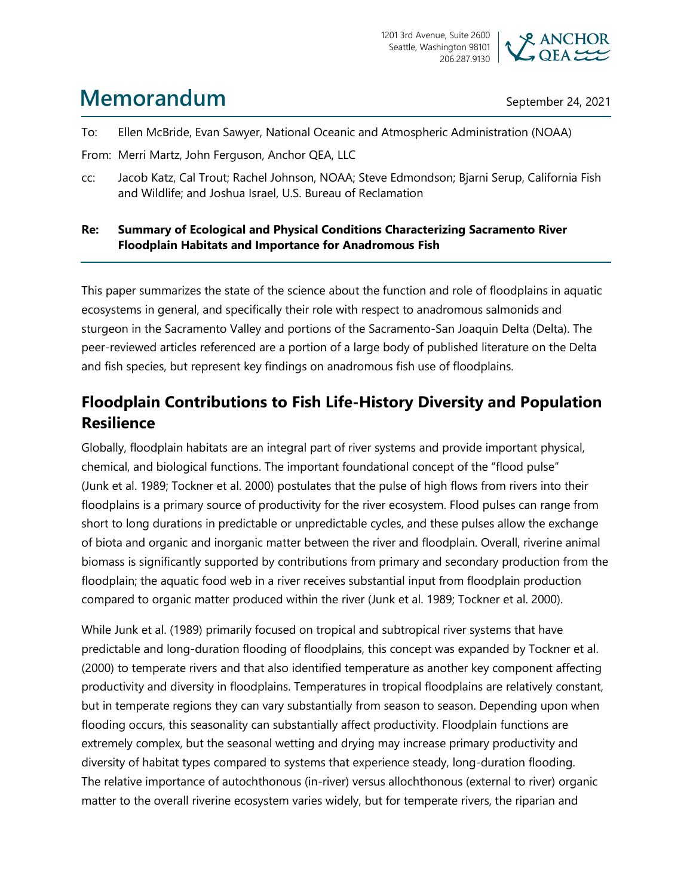1201 3rd Avenue, Suite 2600
Seattle, Washington 98101
206.287.9130

ANCHOR QEA

# Memorandum

September 24, 2021

To: Ellen McBride, Evan Sawyer, National Oceanic and Atmospheric Administration (NOAA)

From: Merri Martz, John Ferguson, Anchor QEA, LLC

cc: Jacob Katz, Cal Trout; Rachel Johnson, NOAA; Steve Edmondson; Bjarni Serup, California Fish and Wildlife; and Joshua Israel, U.S. Bureau of Reclamation

**Re: Summary of Ecological and Physical Conditions Characterizing Sacramento River Floodplain Habitats and Importance for Anadromous Fish**

This paper summarizes the state of the science about the function and role of floodplains in aquatic ecosystems in general, and specifically their role with respect to anadromous salmonids and sturgeon in the Sacramento Valley and portions of the Sacramento-San Joaquin Delta (Delta). The peer-reviewed articles referenced are a portion of a large body of published literature on the Delta and fish species, but represent key findings on anadromous fish use of floodplains.

## Floodplain Contributions to Fish Life-History Diversity and Population Resilience

Globally, floodplain habitats are an integral part of river systems and provide important physical, chemical, and biological functions. The important foundational concept of the "flood pulse" (Junk et al. 1989; Tockner et al. 2000) postulates that the pulse of high flows from rivers into their floodplains is a primary source of productivity for the river ecosystem. Flood pulses can range from short to long durations in predictable or unpredictable cycles, and these pulses allow the exchange of biota and organic and inorganic matter between the river and floodplain. Overall, riverine animal biomass is significantly supported by contributions from primary and secondary production from the floodplain; the aquatic food web in a river receives substantial input from floodplain production compared to organic matter produced within the river (Junk et al. 1989; Tockner et al. 2000).

While Junk et al. (1989) primarily focused on tropical and subtropical river systems that have predictable and long-duration flooding of floodplains, this concept was expanded by Tockner et al. (2000) to temperate rivers and that also identified temperature as another key component affecting productivity and diversity in floodplains. Temperatures in tropical floodplains are relatively constant, but in temperate regions they can vary substantially from season to season. Depending upon when flooding occurs, this seasonality can substantially affect productivity. Floodplain functions are extremely complex, but the seasonal wetting and drying may increase primary productivity and diversity of habitat types compared to systems that experience steady, long-duration flooding. The relative importance of autochthonous (in-river) versus allochthonous (external to river) organic matter to the overall riverine ecosystem varies widely, but for temperate rivers, the riparian and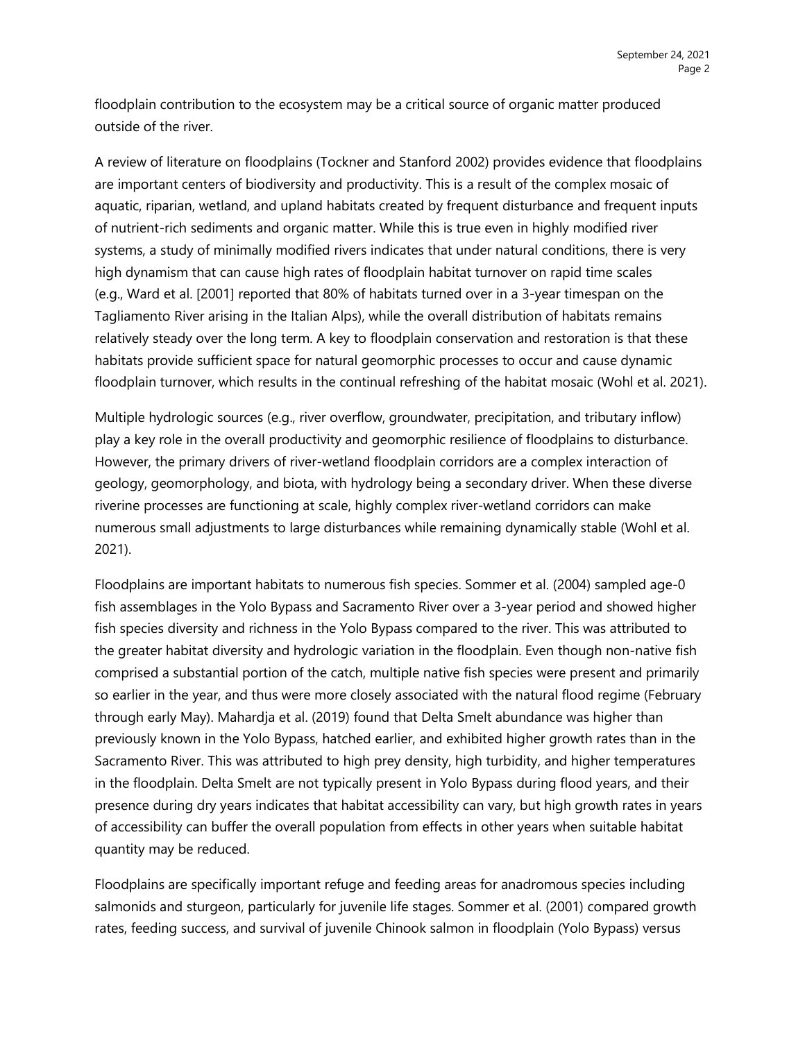floodplain contribution to the ecosystem may be a critical source of organic matter produced outside of the river.

A review of literature on floodplains (Tockner and Stanford 2002) provides evidence that floodplains are important centers of biodiversity and productivity. This is a result of the complex mosaic of aquatic, riparian, wetland, and upland habitats created by frequent disturbance and frequent inputs of nutrient-rich sediments and organic matter. While this is true even in highly modified river systems, a study of minimally modified rivers indicates that under natural conditions, there is very high dynamism that can cause high rates of floodplain habitat turnover on rapid time scales (e.g., Ward et al. [2001] reported that 80% of habitats turned over in a 3-year timespan on the Tagliamento River arising in the Italian Alps), while the overall distribution of habitats remains relatively steady over the long term. A key to floodplain conservation and restoration is that these habitats provide sufficient space for natural geomorphic processes to occur and cause dynamic floodplain turnover, which results in the continual refreshing of the habitat mosaic (Wohl et al. 2021).

Multiple hydrologic sources (e.g., river overflow, groundwater, precipitation, and tributary inflow) play a key role in the overall productivity and geomorphic resilience of floodplains to disturbance. However, the primary drivers of river-wetland floodplain corridors are a complex interaction of geology, geomorphology, and biota, with hydrology being a secondary driver. When these diverse riverine processes are functioning at scale, highly complex river-wetland corridors can make numerous small adjustments to large disturbances while remaining dynamically stable (Wohl et al. 2021).

Floodplains are important habitats to numerous fish species. Sommer et al. (2004) sampled age-0 fish assemblages in the Yolo Bypass and Sacramento River over a 3-year period and showed higher fish species diversity and richness in the Yolo Bypass compared to the river. This was attributed to the greater habitat diversity and hydrologic variation in the floodplain. Even though non-native fish comprised a substantial portion of the catch, multiple native fish species were present and primarily so earlier in the year, and thus were more closely associated with the natural flood regime (February through early May). Mahardja et al. (2019) found that Delta Smelt abundance was higher than previously known in the Yolo Bypass, hatched earlier, and exhibited higher growth rates than in the Sacramento River. This was attributed to high prey density, high turbidity, and higher temperatures in the floodplain. Delta Smelt are not typically present in Yolo Bypass during flood years, and their presence during dry years indicates that habitat accessibility can vary, but high growth rates in years of accessibility can buffer the overall population from effects in other years when suitable habitat quantity may be reduced.

Floodplains are specifically important refuge and feeding areas for anadromous species including salmonids and sturgeon, particularly for juvenile life stages. Sommer et al. (2001) compared growth rates, feeding success, and survival of juvenile Chinook salmon in floodplain (Yolo Bypass) versus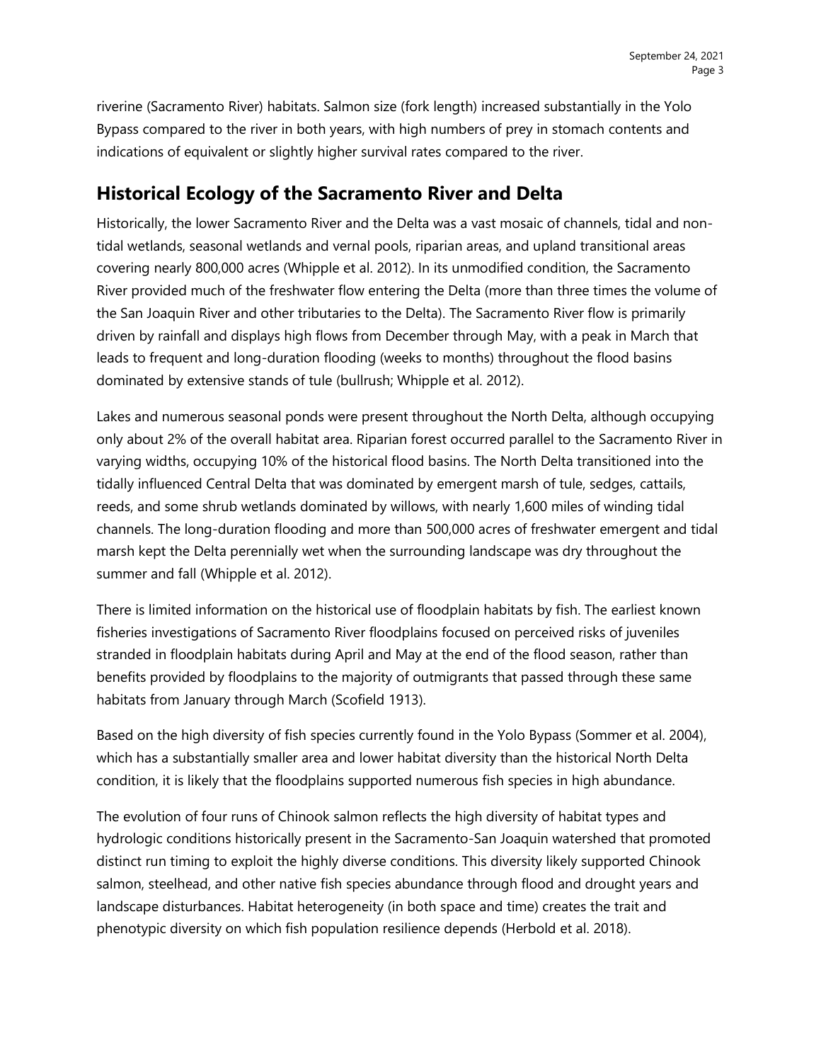riverine (Sacramento River) habitats. Salmon size (fork length) increased substantially in the Yolo Bypass compared to the river in both years, with high numbers of prey in stomach contents and indications of equivalent or slightly higher survival rates compared to the river.

## Historical Ecology of the Sacramento River and Delta

Historically, the lower Sacramento River and the Delta was a vast mosaic of channels, tidal and non-tidal wetlands, seasonal wetlands and vernal pools, riparian areas, and upland transitional areas covering nearly 800,000 acres (Whipple et al. 2012). In its unmodified condition, the Sacramento River provided much of the freshwater flow entering the Delta (more than three times the volume of the San Joaquin River and other tributaries to the Delta). The Sacramento River flow is primarily driven by rainfall and displays high flows from December through May, with a peak in March that leads to frequent and long-duration flooding (weeks to months) throughout the flood basins dominated by extensive stands of tule (bullrush; Whipple et al. 2012).

Lakes and numerous seasonal ponds were present throughout the North Delta, although occupying only about 2% of the overall habitat area. Riparian forest occurred parallel to the Sacramento River in varying widths, occupying 10% of the historical flood basins. The North Delta transitioned into the tidally influenced Central Delta that was dominated by emergent marsh of tule, sedges, cattails, reeds, and some shrub wetlands dominated by willows, with nearly 1,600 miles of winding tidal channels. The long-duration flooding and more than 500,000 acres of freshwater emergent and tidal marsh kept the Delta perennially wet when the surrounding landscape was dry throughout the summer and fall (Whipple et al. 2012).

There is limited information on the historical use of floodplain habitats by fish. The earliest known fisheries investigations of Sacramento River floodplains focused on perceived risks of juveniles stranded in floodplain habitats during April and May at the end of the flood season, rather than benefits provided by floodplains to the majority of outmigrants that passed through these same habitats from January through March (Scofield 1913).

Based on the high diversity of fish species currently found in the Yolo Bypass (Sommer et al. 2004), which has a substantially smaller area and lower habitat diversity than the historical North Delta condition, it is likely that the floodplains supported numerous fish species in high abundance.

The evolution of four runs of Chinook salmon reflects the high diversity of habitat types and hydrologic conditions historically present in the Sacramento-San Joaquin watershed that promoted distinct run timing to exploit the highly diverse conditions. This diversity likely supported Chinook salmon, steelhead, and other native fish species abundance through flood and drought years and landscape disturbances. Habitat heterogeneity (in both space and time) creates the trait and phenotypic diversity on which fish population resilience depends (Herbold et al. 2018).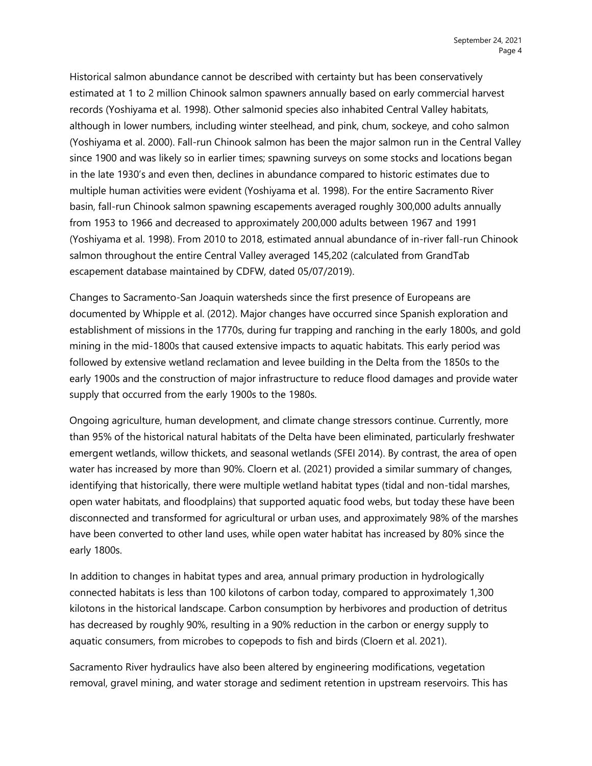Historical salmon abundance cannot be described with certainty but has been conservatively estimated at 1 to 2 million Chinook salmon spawners annually based on early commercial harvest records (Yoshiyama et al. 1998). Other salmonid species also inhabited Central Valley habitats, although in lower numbers, including winter steelhead, and pink, chum, sockeye, and coho salmon (Yoshiyama et al. 2000). Fall-run Chinook salmon has been the major salmon run in the Central Valley since 1900 and was likely so in earlier times; spawning surveys on some stocks and locations began in the late 1930's and even then, declines in abundance compared to historic estimates due to multiple human activities were evident (Yoshiyama et al. 1998). For the entire Sacramento River basin, fall-run Chinook salmon spawning escapements averaged roughly 300,000 adults annually from 1953 to 1966 and decreased to approximately 200,000 adults between 1967 and 1991 (Yoshiyama et al. 1998). From 2010 to 2018, estimated annual abundance of in-river fall-run Chinook salmon throughout the entire Central Valley averaged 145,202 (calculated from GrandTab escapement database maintained by CDFW, dated 05/07/2019).

Changes to Sacramento-San Joaquin watersheds since the first presence of Europeans are documented by Whipple et al. (2012). Major changes have occurred since Spanish exploration and establishment of missions in the 1770s, during fur trapping and ranching in the early 1800s, and gold mining in the mid-1800s that caused extensive impacts to aquatic habitats. This early period was followed by extensive wetland reclamation and levee building in the Delta from the 1850s to the early 1900s and the construction of major infrastructure to reduce flood damages and provide water supply that occurred from the early 1900s to the 1980s.

Ongoing agriculture, human development, and climate change stressors continue. Currently, more than 95% of the historical natural habitats of the Delta have been eliminated, particularly freshwater emergent wetlands, willow thickets, and seasonal wetlands (SFEI 2014). By contrast, the area of open water has increased by more than 90%. Cloern et al. (2021) provided a similar summary of changes, identifying that historically, there were multiple wetland habitat types (tidal and non-tidal marshes, open water habitats, and floodplains) that supported aquatic food webs, but today these have been disconnected and transformed for agricultural or urban uses, and approximately 98% of the marshes have been converted to other land uses, while open water habitat has increased by 80% since the early 1800s.

In addition to changes in habitat types and area, annual primary production in hydrologically connected habitats is less than 100 kilotons of carbon today, compared to approximately 1,300 kilotons in the historical landscape. Carbon consumption by herbivores and production of detritus has decreased by roughly 90%, resulting in a 90% reduction in the carbon or energy supply to aquatic consumers, from microbes to copepods to fish and birds (Cloern et al. 2021).

Sacramento River hydraulics have also been altered by engineering modifications, vegetation removal, gravel mining, and water storage and sediment retention in upstream reservoirs. This has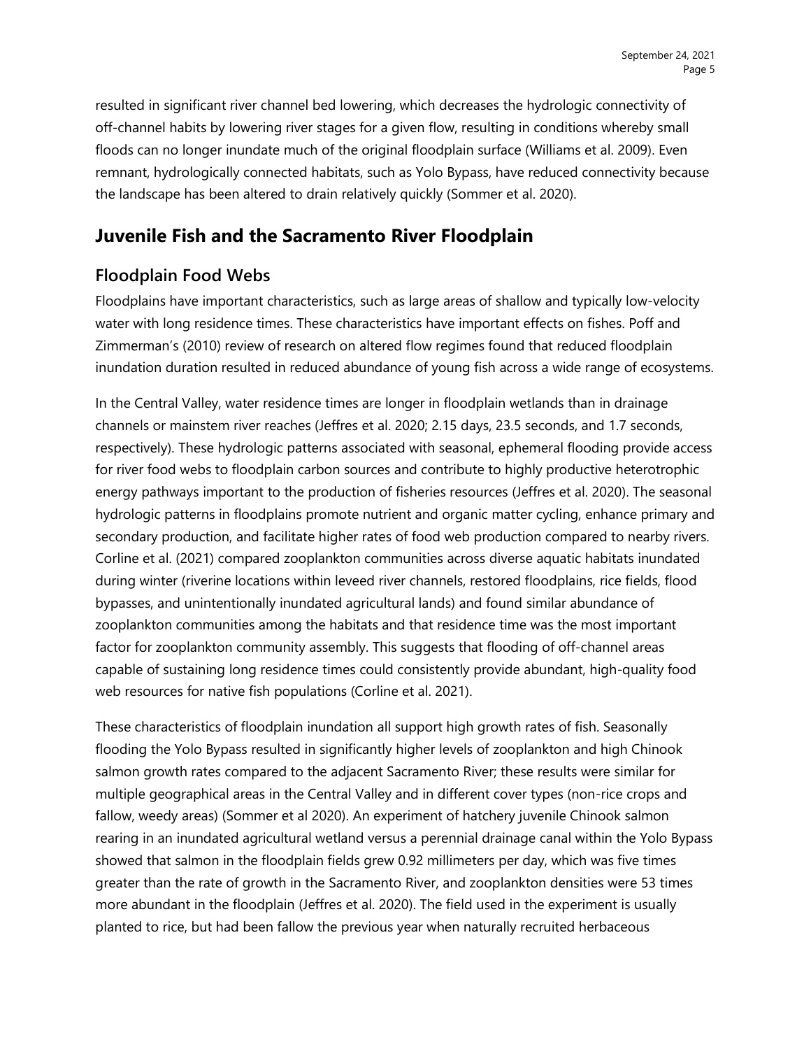resulted in significant river channel bed lowering, which decreases the hydrologic connectivity of off-channel habits by lowering river stages for a given flow, resulting in conditions whereby small floods can no longer inundate much of the original floodplain surface (Williams et al. 2009). Even remnant, hydrologically connected habitats, such as Yolo Bypass, have reduced connectivity because the landscape has been altered to drain relatively quickly (Sommer et al. 2020).

## Juvenile Fish and the Sacramento River Floodplain

### Floodplain Food Webs

Floodplains have important characteristics, such as large areas of shallow and typically low-velocity water with long residence times. These characteristics have important effects on fishes. Poff and Zimmerman's (2010) review of research on altered flow regimes found that reduced floodplain inundation duration resulted in reduced abundance of young fish across a wide range of ecosystems.

In the Central Valley, water residence times are longer in floodplain wetlands than in drainage channels or mainstem river reaches (Jeffres et al. 2020; 2.15 days, 23.5 seconds, and 1.7 seconds, respectively). These hydrologic patterns associated with seasonal, ephemeral flooding provide access for river food webs to floodplain carbon sources and contribute to highly productive heterotrophic energy pathways important to the production of fisheries resources (Jeffres et al. 2020). The seasonal hydrologic patterns in floodplains promote nutrient and organic matter cycling, enhance primary and secondary production, and facilitate higher rates of food web production compared to nearby rivers. Corline et al. (2021) compared zooplankton communities across diverse aquatic habitats inundated during winter (riverine locations within leveed river channels, restored floodplains, rice fields, flood bypasses, and unintentionally inundated agricultural lands) and found similar abundance of zooplankton communities among the habitats and that residence time was the most important factor for zooplankton community assembly. This suggests that flooding of off-channel areas capable of sustaining long residence times could consistently provide abundant, high-quality food web resources for native fish populations (Corline et al. 2021).

These characteristics of floodplain inundation all support high growth rates of fish. Seasonally flooding the Yolo Bypass resulted in significantly higher levels of zooplankton and high Chinook salmon growth rates compared to the adjacent Sacramento River; these results were similar for multiple geographical areas in the Central Valley and in different cover types (non-rice crops and fallow, weedy areas) (Sommer et al 2020). An experiment of hatchery juvenile Chinook salmon rearing in an inundated agricultural wetland versus a perennial drainage canal within the Yolo Bypass showed that salmon in the floodplain fields grew 0.92 millimeters per day, which was five times greater than the rate of growth in the Sacramento River, and zooplankton densities were 53 times more abundant in the floodplain (Jeffres et al. 2020). The field used in the experiment is usually planted to rice, but had been fallow the previous year when naturally recruited herbaceous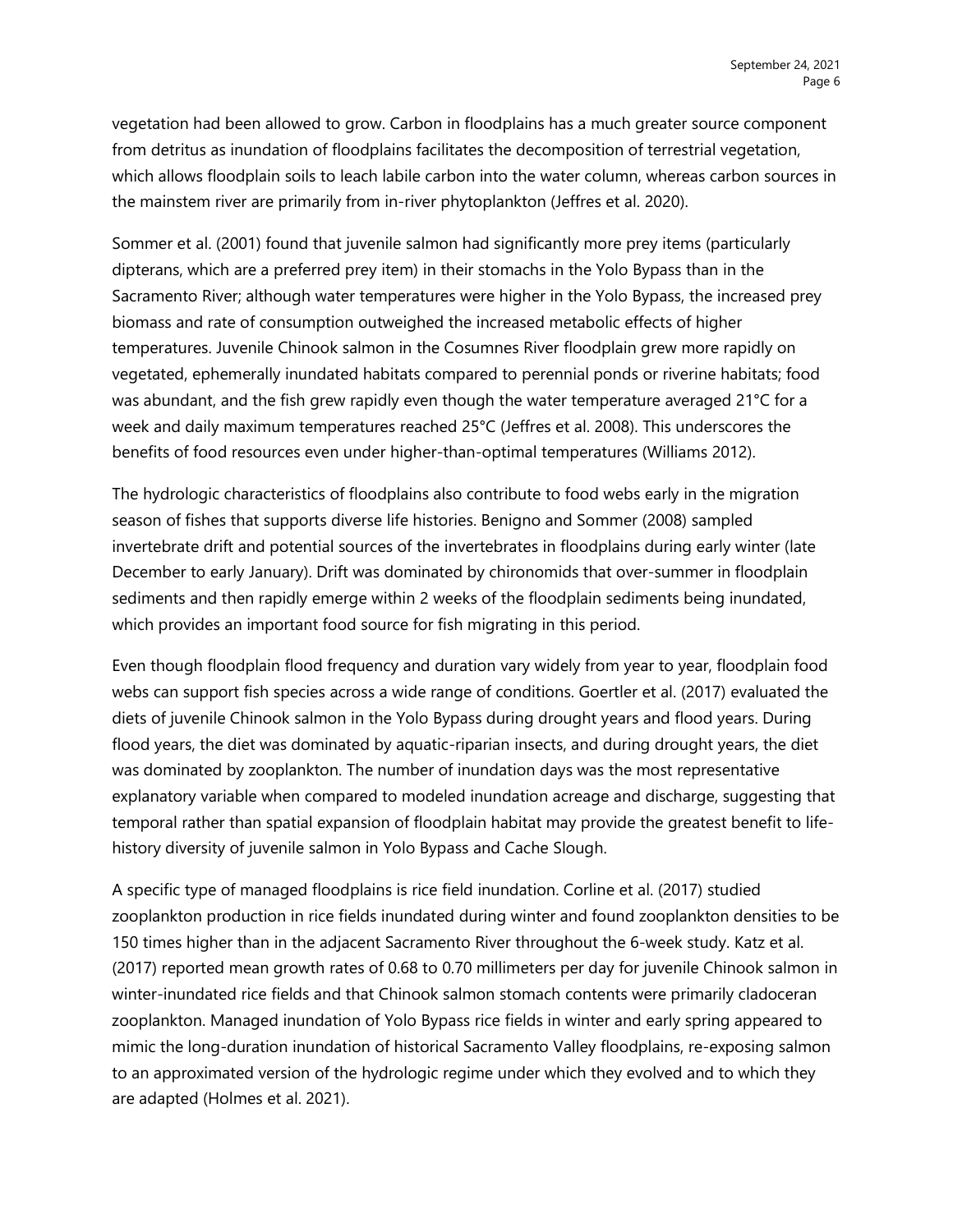vegetation had been allowed to grow. Carbon in floodplains has a much greater source component from detritus as inundation of floodplains facilitates the decomposition of terrestrial vegetation, which allows floodplain soils to leach labile carbon into the water column, whereas carbon sources in the mainstem river are primarily from in-river phytoplankton (Jeffres et al. 2020).

Sommer et al. (2001) found that juvenile salmon had significantly more prey items (particularly dipterans, which are a preferred prey item) in their stomachs in the Yolo Bypass than in the Sacramento River; although water temperatures were higher in the Yolo Bypass, the increased prey biomass and rate of consumption outweighed the increased metabolic effects of higher temperatures. Juvenile Chinook salmon in the Cosumnes River floodplain grew more rapidly on vegetated, ephemerally inundated habitats compared to perennial ponds or riverine habitats; food was abundant, and the fish grew rapidly even though the water temperature averaged 21°C for a week and daily maximum temperatures reached 25°C (Jeffres et al. 2008). This underscores the benefits of food resources even under higher-than-optimal temperatures (Williams 2012).

The hydrologic characteristics of floodplains also contribute to food webs early in the migration season of fishes that supports diverse life histories. Benigno and Sommer (2008) sampled invertebrate drift and potential sources of the invertebrates in floodplains during early winter (late December to early January). Drift was dominated by chironomids that over-summer in floodplain sediments and then rapidly emerge within 2 weeks of the floodplain sediments being inundated, which provides an important food source for fish migrating in this period.

Even though floodplain flood frequency and duration vary widely from year to year, floodplain food webs can support fish species across a wide range of conditions. Goertler et al. (2017) evaluated the diets of juvenile Chinook salmon in the Yolo Bypass during drought years and flood years. During flood years, the diet was dominated by aquatic-riparian insects, and during drought years, the diet was dominated by zooplankton. The number of inundation days was the most representative explanatory variable when compared to modeled inundation acreage and discharge, suggesting that temporal rather than spatial expansion of floodplain habitat may provide the greatest benefit to life-history diversity of juvenile salmon in Yolo Bypass and Cache Slough.

A specific type of managed floodplains is rice field inundation. Corline et al. (2017) studied zooplankton production in rice fields inundated during winter and found zooplankton densities to be 150 times higher than in the adjacent Sacramento River throughout the 6-week study. Katz et al. (2017) reported mean growth rates of 0.68 to 0.70 millimeters per day for juvenile Chinook salmon in winter-inundated rice fields and that Chinook salmon stomach contents were primarily cladoceran zooplankton. Managed inundation of Yolo Bypass rice fields in winter and early spring appeared to mimic the long-duration inundation of historical Sacramento Valley floodplains, re-exposing salmon to an approximated version of the hydrologic regime under which they evolved and to which they are adapted (Holmes et al. 2021).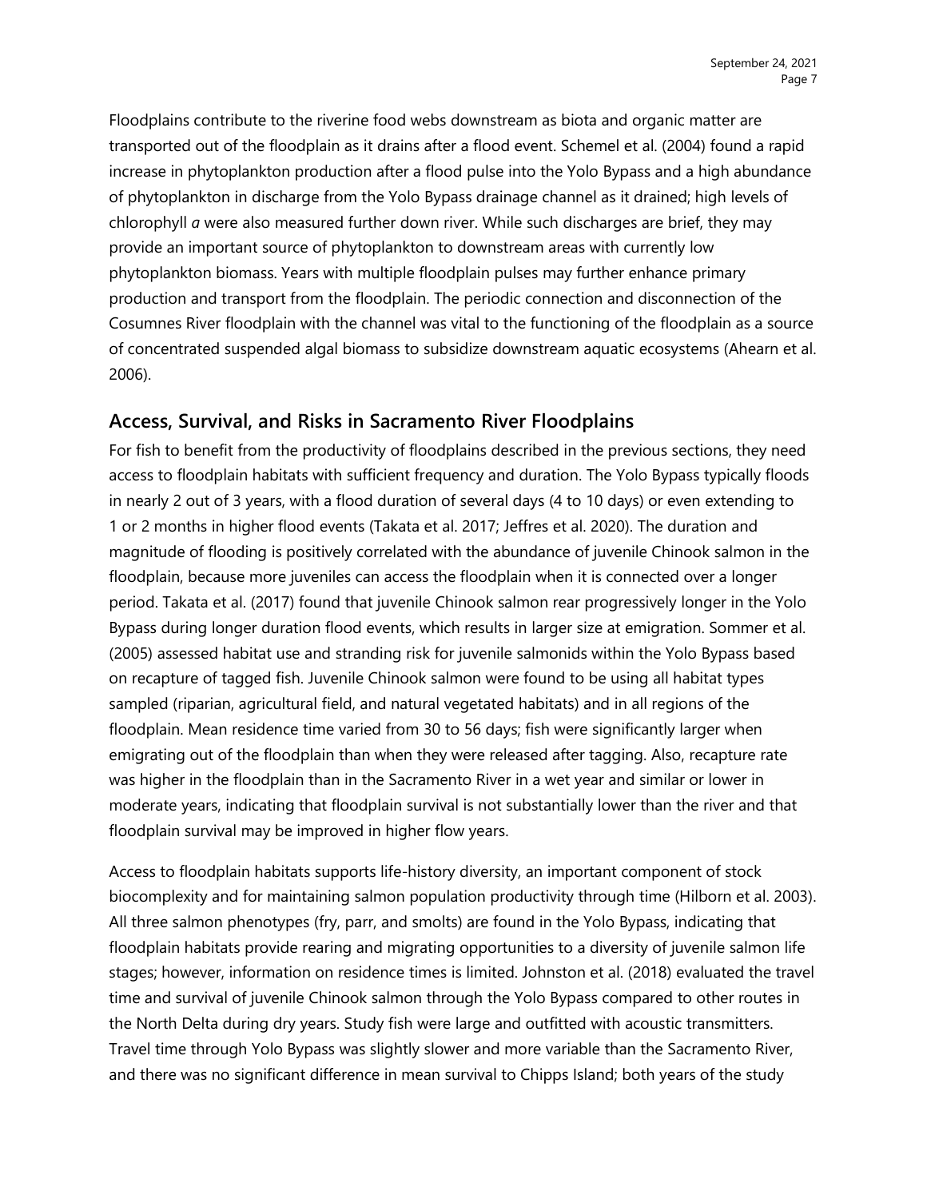Floodplains contribute to the riverine food webs downstream as biota and organic matter are transported out of the floodplain as it drains after a flood event. Schemel et al. (2004) found a rapid increase in phytoplankton production after a flood pulse into the Yolo Bypass and a high abundance of phytoplankton in discharge from the Yolo Bypass drainage channel as it drained; high levels of chlorophyll *a* were also measured further down river. While such discharges are brief, they may provide an important source of phytoplankton to downstream areas with currently low phytoplankton biomass. Years with multiple floodplain pulses may further enhance primary production and transport from the floodplain. The periodic connection and disconnection of the Cosumnes River floodplain with the channel was vital to the functioning of the floodplain as a source of concentrated suspended algal biomass to subsidize downstream aquatic ecosystems (Ahearn et al. 2006).

## Access, Survival, and Risks in Sacramento River Floodplains

For fish to benefit from the productivity of floodplains described in the previous sections, they need access to floodplain habitats with sufficient frequency and duration. The Yolo Bypass typically floods in nearly 2 out of 3 years, with a flood duration of several days (4 to 10 days) or even extending to 1 or 2 months in higher flood events (Takata et al. 2017; Jeffres et al. 2020). The duration and magnitude of flooding is positively correlated with the abundance of juvenile Chinook salmon in the floodplain, because more juveniles can access the floodplain when it is connected over a longer period. Takata et al. (2017) found that juvenile Chinook salmon rear progressively longer in the Yolo Bypass during longer duration flood events, which results in larger size at emigration. Sommer et al. (2005) assessed habitat use and stranding risk for juvenile salmonids within the Yolo Bypass based on recapture of tagged fish. Juvenile Chinook salmon were found to be using all habitat types sampled (riparian, agricultural field, and natural vegetated habitats) and in all regions of the floodplain. Mean residence time varied from 30 to 56 days; fish were significantly larger when emigrating out of the floodplain than when they were released after tagging. Also, recapture rate was higher in the floodplain than in the Sacramento River in a wet year and similar or lower in moderate years, indicating that floodplain survival is not substantially lower than the river and that floodplain survival may be improved in higher flow years.

Access to floodplain habitats supports life-history diversity, an important component of stock biocomplexity and for maintaining salmon population productivity through time (Hilborn et al. 2003). All three salmon phenotypes (fry, parr, and smolts) are found in the Yolo Bypass, indicating that floodplain habitats provide rearing and migrating opportunities to a diversity of juvenile salmon life stages; however, information on residence times is limited. Johnston et al. (2018) evaluated the travel time and survival of juvenile Chinook salmon through the Yolo Bypass compared to other routes in the North Delta during dry years. Study fish were large and outfitted with acoustic transmitters. Travel time through Yolo Bypass was slightly slower and more variable than the Sacramento River, and there was no significant difference in mean survival to Chipps Island; both years of the study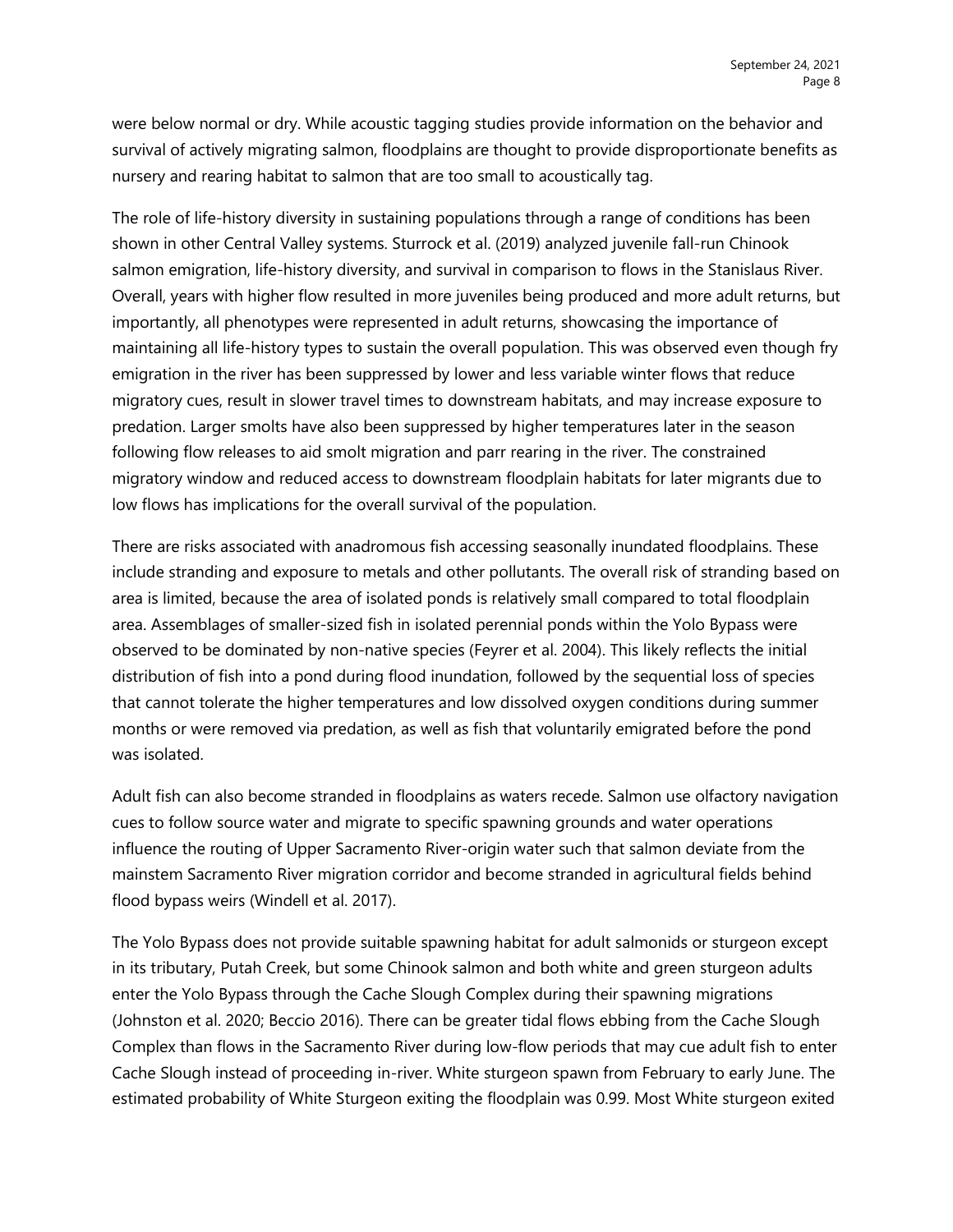were below normal or dry. While acoustic tagging studies provide information on the behavior and survival of actively migrating salmon, floodplains are thought to provide disproportionate benefits as nursery and rearing habitat to salmon that are too small to acoustically tag.

The role of life-history diversity in sustaining populations through a range of conditions has been shown in other Central Valley systems. Sturrock et al. (2019) analyzed juvenile fall-run Chinook salmon emigration, life-history diversity, and survival in comparison to flows in the Stanislaus River. Overall, years with higher flow resulted in more juveniles being produced and more adult returns, but importantly, all phenotypes were represented in adult returns, showcasing the importance of maintaining all life-history types to sustain the overall population. This was observed even though fry emigration in the river has been suppressed by lower and less variable winter flows that reduce migratory cues, result in slower travel times to downstream habitats, and may increase exposure to predation. Larger smolts have also been suppressed by higher temperatures later in the season following flow releases to aid smolt migration and parr rearing in the river. The constrained migratory window and reduced access to downstream floodplain habitats for later migrants due to low flows has implications for the overall survival of the population.

There are risks associated with anadromous fish accessing seasonally inundated floodplains. These include stranding and exposure to metals and other pollutants. The overall risk of stranding based on area is limited, because the area of isolated ponds is relatively small compared to total floodplain area. Assemblages of smaller-sized fish in isolated perennial ponds within the Yolo Bypass were observed to be dominated by non-native species (Feyrer et al. 2004). This likely reflects the initial distribution of fish into a pond during flood inundation, followed by the sequential loss of species that cannot tolerate the higher temperatures and low dissolved oxygen conditions during summer months or were removed via predation, as well as fish that voluntarily emigrated before the pond was isolated.

Adult fish can also become stranded in floodplains as waters recede. Salmon use olfactory navigation cues to follow source water and migrate to specific spawning grounds and water operations influence the routing of Upper Sacramento River-origin water such that salmon deviate from the mainstem Sacramento River migration corridor and become stranded in agricultural fields behind flood bypass weirs (Windell et al. 2017).

The Yolo Bypass does not provide suitable spawning habitat for adult salmonids or sturgeon except in its tributary, Putah Creek, but some Chinook salmon and both white and green sturgeon adults enter the Yolo Bypass through the Cache Slough Complex during their spawning migrations (Johnston et al. 2020; Beccio 2016). There can be greater tidal flows ebbing from the Cache Slough Complex than flows in the Sacramento River during low-flow periods that may cue adult fish to enter Cache Slough instead of proceeding in-river. White sturgeon spawn from February to early June. The estimated probability of White Sturgeon exiting the floodplain was 0.99. Most White sturgeon exited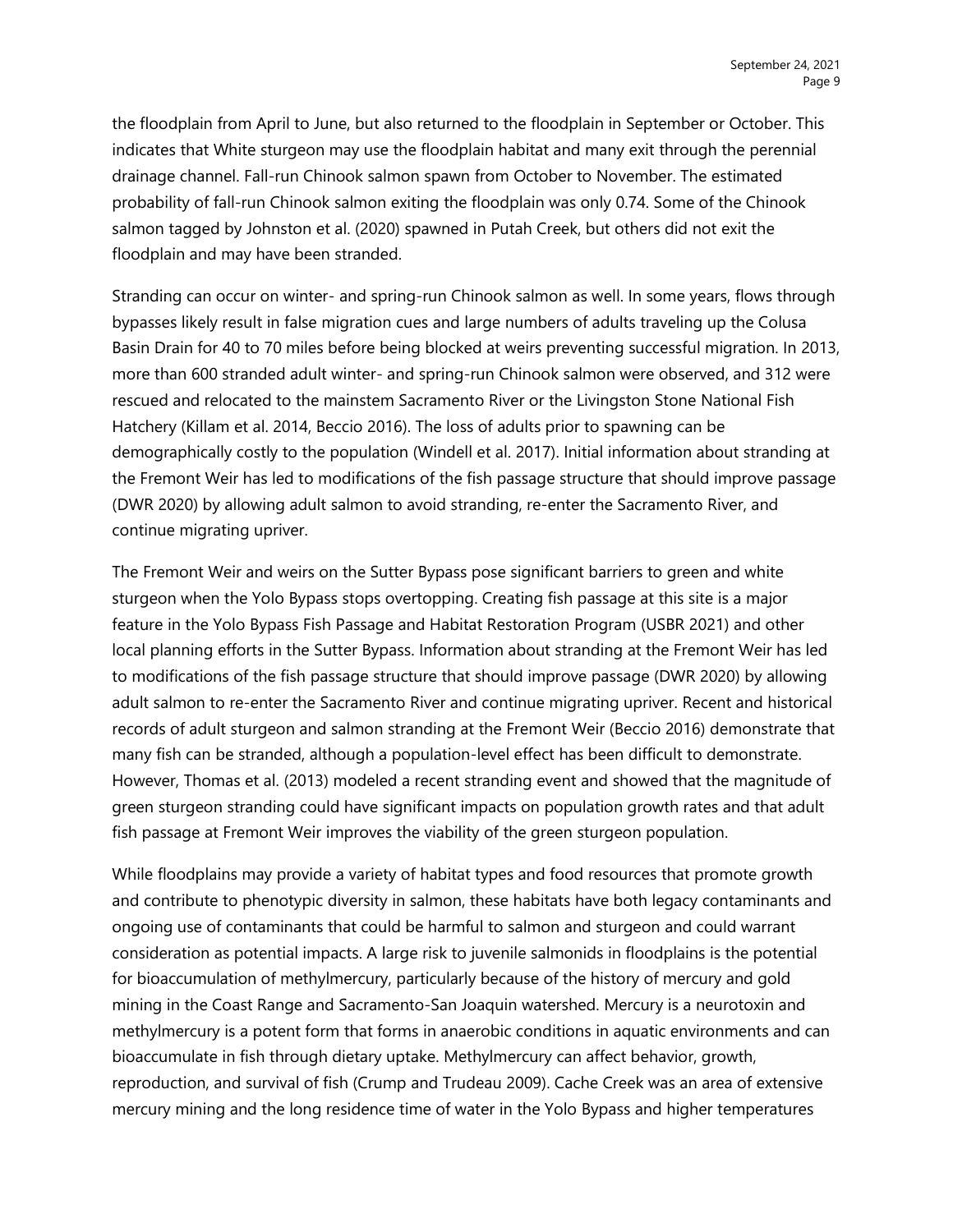the floodplain from April to June, but also returned to the floodplain in September or October. This indicates that White sturgeon may use the floodplain habitat and many exit through the perennial drainage channel. Fall-run Chinook salmon spawn from October to November. The estimated probability of fall-run Chinook salmon exiting the floodplain was only 0.74. Some of the Chinook salmon tagged by Johnston et al. (2020) spawned in Putah Creek, but others did not exit the floodplain and may have been stranded.

Stranding can occur on winter- and spring-run Chinook salmon as well. In some years, flows through bypasses likely result in false migration cues and large numbers of adults traveling up the Colusa Basin Drain for 40 to 70 miles before being blocked at weirs preventing successful migration. In 2013, more than 600 stranded adult winter- and spring-run Chinook salmon were observed, and 312 were rescued and relocated to the mainstem Sacramento River or the Livingston Stone National Fish Hatchery (Killam et al. 2014, Beccio 2016). The loss of adults prior to spawning can be demographically costly to the population (Windell et al. 2017). Initial information about stranding at the Fremont Weir has led to modifications of the fish passage structure that should improve passage (DWR 2020) by allowing adult salmon to avoid stranding, re-enter the Sacramento River, and continue migrating upriver.

The Fremont Weir and weirs on the Sutter Bypass pose significant barriers to green and white sturgeon when the Yolo Bypass stops overtopping. Creating fish passage at this site is a major feature in the Yolo Bypass Fish Passage and Habitat Restoration Program (USBR 2021) and other local planning efforts in the Sutter Bypass. Information about stranding at the Fremont Weir has led to modifications of the fish passage structure that should improve passage (DWR 2020) by allowing adult salmon to re-enter the Sacramento River and continue migrating upriver. Recent and historical records of adult sturgeon and salmon stranding at the Fremont Weir (Beccio 2016) demonstrate that many fish can be stranded, although a population-level effect has been difficult to demonstrate. However, Thomas et al. (2013) modeled a recent stranding event and showed that the magnitude of green sturgeon stranding could have significant impacts on population growth rates and that adult fish passage at Fremont Weir improves the viability of the green sturgeon population.

While floodplains may provide a variety of habitat types and food resources that promote growth and contribute to phenotypic diversity in salmon, these habitats have both legacy contaminants and ongoing use of contaminants that could be harmful to salmon and sturgeon and could warrant consideration as potential impacts. A large risk to juvenile salmonids in floodplains is the potential for bioaccumulation of methylmercury, particularly because of the history of mercury and gold mining in the Coast Range and Sacramento-San Joaquin watershed. Mercury is a neurotoxin and methylmercury is a potent form that forms in anaerobic conditions in aquatic environments and can bioaccumulate in fish through dietary uptake. Methylmercury can affect behavior, growth, reproduction, and survival of fish (Crump and Trudeau 2009). Cache Creek was an area of extensive mercury mining and the long residence time of water in the Yolo Bypass and higher temperatures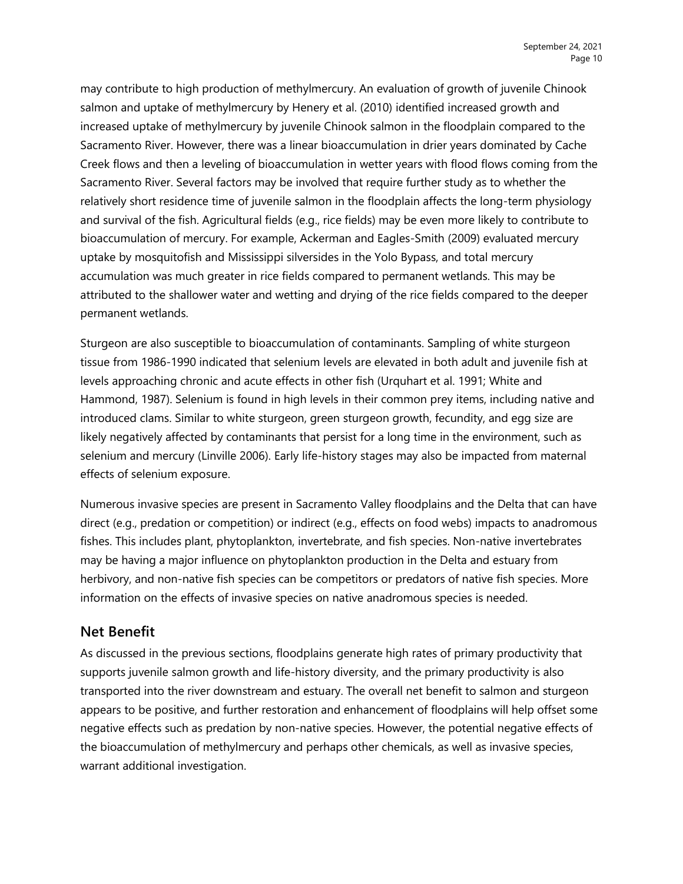may contribute to high production of methylmercury. An evaluation of growth of juvenile Chinook salmon and uptake of methylmercury by Henery et al. (2010) identified increased growth and increased uptake of methylmercury by juvenile Chinook salmon in the floodplain compared to the Sacramento River. However, there was a linear bioaccumulation in drier years dominated by Cache Creek flows and then a leveling of bioaccumulation in wetter years with flood flows coming from the Sacramento River. Several factors may be involved that require further study as to whether the relatively short residence time of juvenile salmon in the floodplain affects the long-term physiology and survival of the fish. Agricultural fields (e.g., rice fields) may be even more likely to contribute to bioaccumulation of mercury. For example, Ackerman and Eagles-Smith (2009) evaluated mercury uptake by mosquitofish and Mississippi silversides in the Yolo Bypass, and total mercury accumulation was much greater in rice fields compared to permanent wetlands. This may be attributed to the shallower water and wetting and drying of the rice fields compared to the deeper permanent wetlands.

Sturgeon are also susceptible to bioaccumulation of contaminants. Sampling of white sturgeon tissue from 1986-1990 indicated that selenium levels are elevated in both adult and juvenile fish at levels approaching chronic and acute effects in other fish (Urquhart et al. 1991; White and Hammond, 1987). Selenium is found in high levels in their common prey items, including native and introduced clams. Similar to white sturgeon, green sturgeon growth, fecundity, and egg size are likely negatively affected by contaminants that persist for a long time in the environment, such as selenium and mercury (Linville 2006). Early life-history stages may also be impacted from maternal effects of selenium exposure.

Numerous invasive species are present in Sacramento Valley floodplains and the Delta that can have direct (e.g., predation or competition) or indirect (e.g., effects on food webs) impacts to anadromous fishes. This includes plant, phytoplankton, invertebrate, and fish species. Non-native invertebrates may be having a major influence on phytoplankton production in the Delta and estuary from herbivory, and non-native fish species can be competitors or predators of native fish species. More information on the effects of invasive species on native anadromous species is needed.

## Net Benefit

As discussed in the previous sections, floodplains generate high rates of primary productivity that supports juvenile salmon growth and life-history diversity, and the primary productivity is also transported into the river downstream and estuary. The overall net benefit to salmon and sturgeon appears to be positive, and further restoration and enhancement of floodplains will help offset some negative effects such as predation by non-native species. However, the potential negative effects of the bioaccumulation of methylmercury and perhaps other chemicals, as well as invasive species, warrant additional investigation.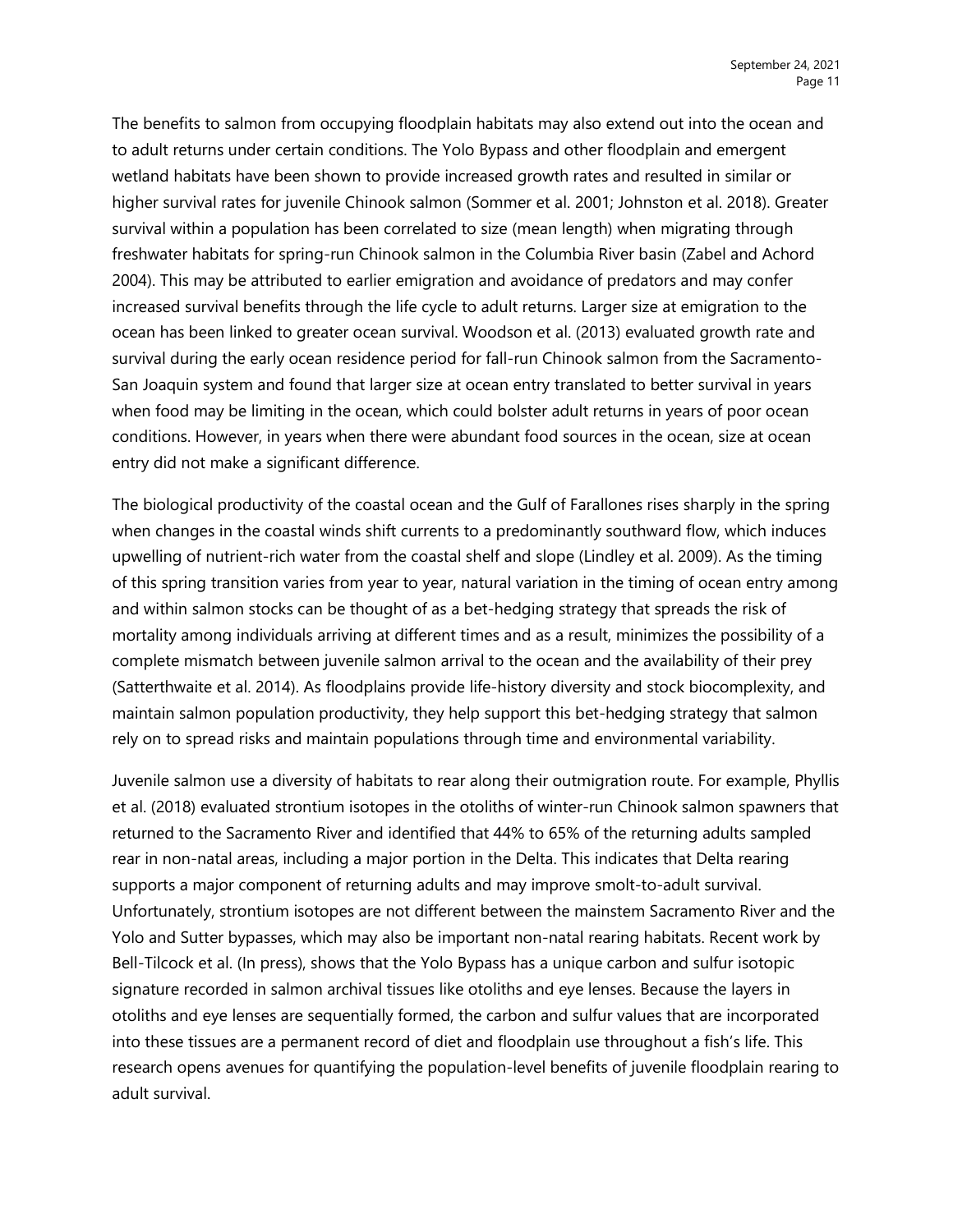The benefits to salmon from occupying floodplain habitats may also extend out into the ocean and to adult returns under certain conditions. The Yolo Bypass and other floodplain and emergent wetland habitats have been shown to provide increased growth rates and resulted in similar or higher survival rates for juvenile Chinook salmon (Sommer et al. 2001; Johnston et al. 2018). Greater survival within a population has been correlated to size (mean length) when migrating through freshwater habitats for spring-run Chinook salmon in the Columbia River basin (Zabel and Achord 2004). This may be attributed to earlier emigration and avoidance of predators and may confer increased survival benefits through the life cycle to adult returns. Larger size at emigration to the ocean has been linked to greater ocean survival. Woodson et al. (2013) evaluated growth rate and survival during the early ocean residence period for fall-run Chinook salmon from the Sacramento-San Joaquin system and found that larger size at ocean entry translated to better survival in years when food may be limiting in the ocean, which could bolster adult returns in years of poor ocean conditions. However, in years when there were abundant food sources in the ocean, size at ocean entry did not make a significant difference.

The biological productivity of the coastal ocean and the Gulf of Farallones rises sharply in the spring when changes in the coastal winds shift currents to a predominantly southward flow, which induces upwelling of nutrient-rich water from the coastal shelf and slope (Lindley et al. 2009). As the timing of this spring transition varies from year to year, natural variation in the timing of ocean entry among and within salmon stocks can be thought of as a bet-hedging strategy that spreads the risk of mortality among individuals arriving at different times and as a result, minimizes the possibility of a complete mismatch between juvenile salmon arrival to the ocean and the availability of their prey (Satterthwaite et al. 2014). As floodplains provide life-history diversity and stock biocomplexity, and maintain salmon population productivity, they help support this bet-hedging strategy that salmon rely on to spread risks and maintain populations through time and environmental variability.

Juvenile salmon use a diversity of habitats to rear along their outmigration route. For example, Phyllis et al. (2018) evaluated strontium isotopes in the otoliths of winter-run Chinook salmon spawners that returned to the Sacramento River and identified that 44% to 65% of the returning adults sampled rear in non-natal areas, including a major portion in the Delta. This indicates that Delta rearing supports a major component of returning adults and may improve smolt-to-adult survival. Unfortunately, strontium isotopes are not different between the mainstem Sacramento River and the Yolo and Sutter bypasses, which may also be important non-natal rearing habitats. Recent work by Bell-Tilcock et al. (In press), shows that the Yolo Bypass has a unique carbon and sulfur isotopic signature recorded in salmon archival tissues like otoliths and eye lenses. Because the layers in otoliths and eye lenses are sequentially formed, the carbon and sulfur values that are incorporated into these tissues are a permanent record of diet and floodplain use throughout a fish's life. This research opens avenues for quantifying the population-level benefits of juvenile floodplain rearing to adult survival.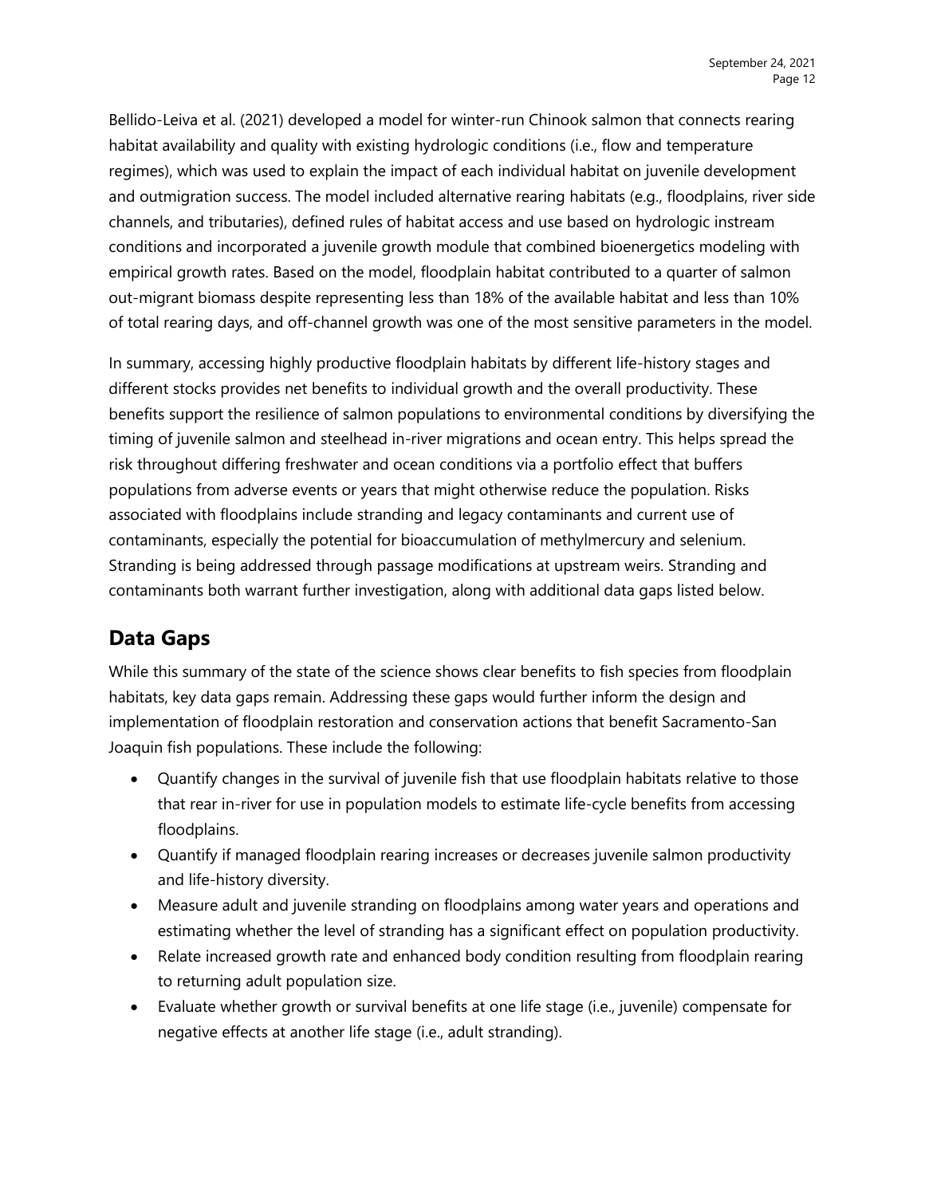Bellido-Leiva et al. (2021) developed a model for winter-run Chinook salmon that connects rearing habitat availability and quality with existing hydrologic conditions (i.e., flow and temperature regimes), which was used to explain the impact of each individual habitat on juvenile development and outmigration success. The model included alternative rearing habitats (e.g., floodplains, river side channels, and tributaries), defined rules of habitat access and use based on hydrologic instream conditions and incorporated a juvenile growth module that combined bioenergetics modeling with empirical growth rates. Based on the model, floodplain habitat contributed to a quarter of salmon out-migrant biomass despite representing less than 18% of the available habitat and less than 10% of total rearing days, and off-channel growth was one of the most sensitive parameters in the model.

In summary, accessing highly productive floodplain habitats by different life-history stages and different stocks provides net benefits to individual growth and the overall productivity. These benefits support the resilience of salmon populations to environmental conditions by diversifying the timing of juvenile salmon and steelhead in-river migrations and ocean entry. This helps spread the risk throughout differing freshwater and ocean conditions via a portfolio effect that buffers populations from adverse events or years that might otherwise reduce the population. Risks associated with floodplains include stranding and legacy contaminants and current use of contaminants, especially the potential for bioaccumulation of methylmercury and selenium. Stranding is being addressed through passage modifications at upstream weirs. Stranding and contaminants both warrant further investigation, along with additional data gaps listed below.

## Data Gaps

While this summary of the state of the science shows clear benefits to fish species from floodplain habitats, key data gaps remain. Addressing these gaps would further inform the design and implementation of floodplain restoration and conservation actions that benefit Sacramento-San Joaquin fish populations. These include the following:

- Quantify changes in the survival of juvenile fish that use floodplain habitats relative to those that rear in-river for use in population models to estimate life-cycle benefits from accessing floodplains.
- Quantify if managed floodplain rearing increases or decreases juvenile salmon productivity and life-history diversity.
- Measure adult and juvenile stranding on floodplains among water years and operations and estimating whether the level of stranding has a significant effect on population productivity.
- Relate increased growth rate and enhanced body condition resulting from floodplain rearing to returning adult population size.
- Evaluate whether growth or survival benefits at one life stage (i.e., juvenile) compensate for negative effects at another life stage (i.e., adult stranding).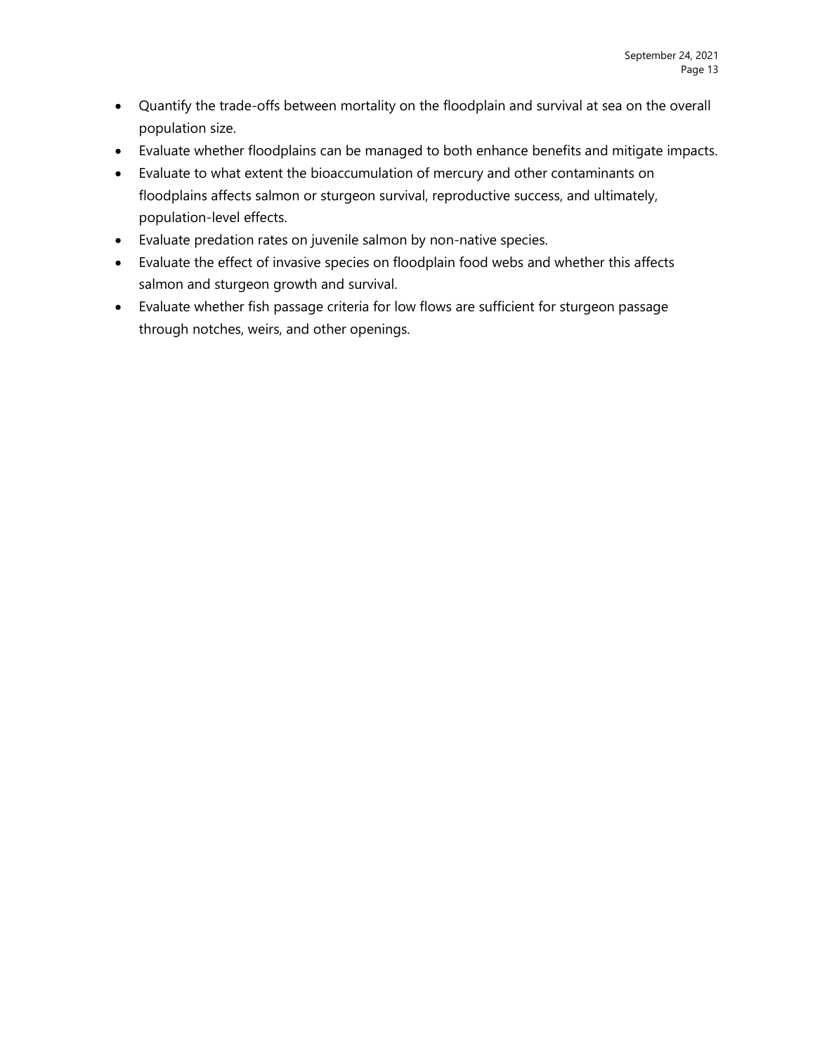- Quantify the trade-offs between mortality on the floodplain and survival at sea on the overall population size.
- Evaluate whether floodplains can be managed to both enhance benefits and mitigate impacts.
- Evaluate to what extent the bioaccumulation of mercury and other contaminants on floodplains affects salmon or sturgeon survival, reproductive success, and ultimately, population-level effects.
- Evaluate predation rates on juvenile salmon by non-native species.
- Evaluate the effect of invasive species on floodplain food webs and whether this affects salmon and sturgeon growth and survival.
- Evaluate whether fish passage criteria for low flows are sufficient for sturgeon passage through notches, weirs, and other openings.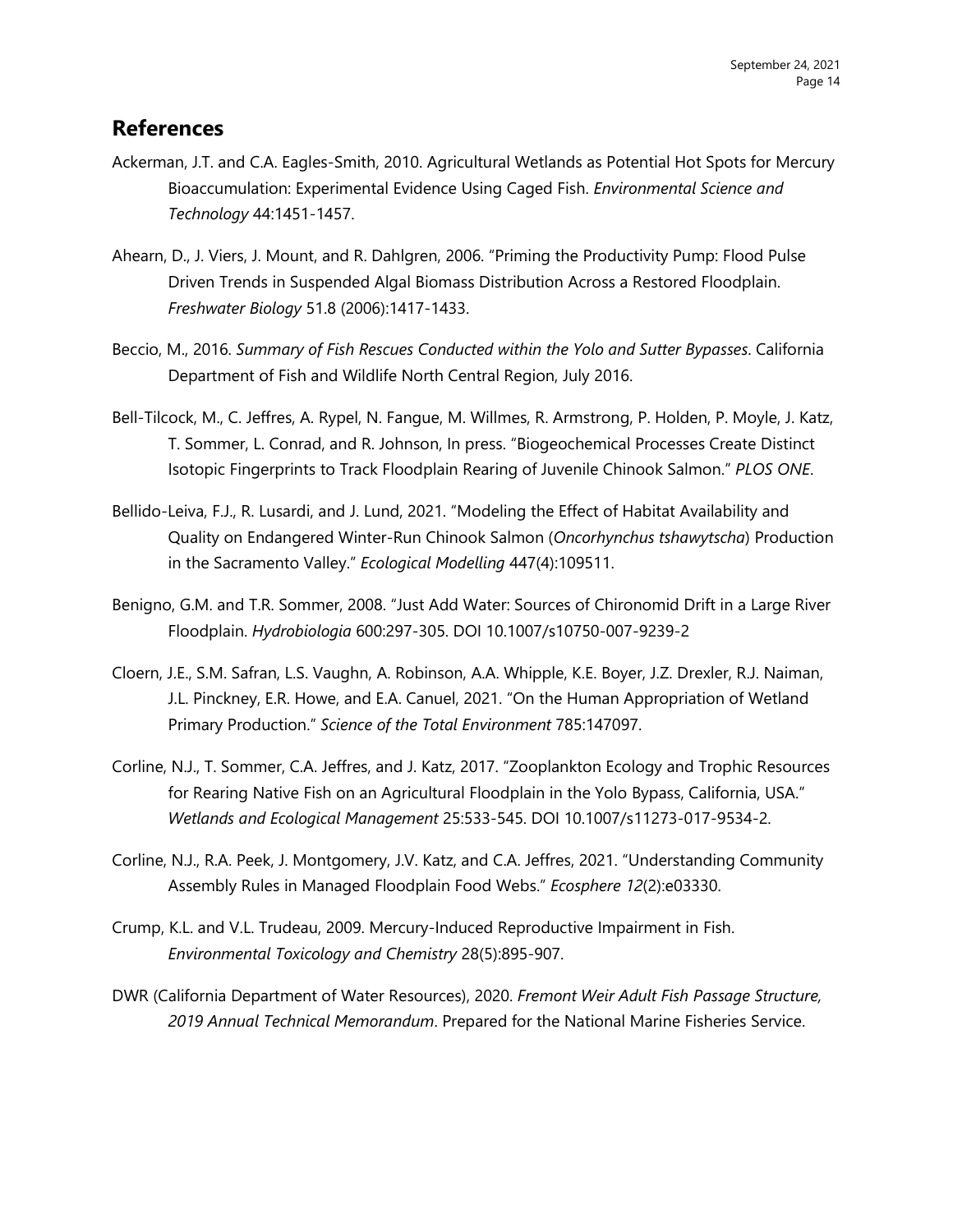## References

Ackerman, J.T. and C.A. Eagles-Smith, 2010. Agricultural Wetlands as Potential Hot Spots for Mercury Bioaccumulation: Experimental Evidence Using Caged Fish. *Environmental Science and Technology* 44:1451-1457.

Ahearn, D., J. Viers, J. Mount, and R. Dahlgren, 2006. "Priming the Productivity Pump: Flood Pulse Driven Trends in Suspended Algal Biomass Distribution Across a Restored Floodplain. *Freshwater Biology* 51.8 (2006):1417-1433.

Beccio, M., 2016. *Summary of Fish Rescues Conducted within the Yolo and Sutter Bypasses*. California Department of Fish and Wildlife North Central Region, July 2016.

Bell-Tilcock, M., C. Jeffres, A. Rypel, N. Fangue, M. Willmes, R. Armstrong, P. Holden, P. Moyle, J. Katz, T. Sommer, L. Conrad, and R. Johnson, In press. "Biogeochemical Processes Create Distinct Isotopic Fingerprints to Track Floodplain Rearing of Juvenile Chinook Salmon." *PLOS ONE*.

Bellido-Leiva, F.J., R. Lusardi, and J. Lund, 2021. "Modeling the Effect of Habitat Availability and Quality on Endangered Winter-Run Chinook Salmon (*Oncorhynchus tshawytscha*) Production in the Sacramento Valley." *Ecological Modelling* 447(4):109511.

Benigno, G.M. and T.R. Sommer, 2008. "Just Add Water: Sources of Chironomid Drift in a Large River Floodplain. *Hydrobiologia* 600:297-305. DOI 10.1007/s10750-007-9239-2

Cloern, J.E., S.M. Safran, L.S. Vaughn, A. Robinson, A.A. Whipple, K.E. Boyer, J.Z. Drexler, R.J. Naiman, J.L. Pinckney, E.R. Howe, and E.A. Canuel, 2021. "On the Human Appropriation of Wetland Primary Production." *Science of the Total Environment* 785:147097.

Corline, N.J., T. Sommer, C.A. Jeffres, and J. Katz, 2017. "Zooplankton Ecology and Trophic Resources for Rearing Native Fish on an Agricultural Floodplain in the Yolo Bypass, California, USA." *Wetlands and Ecological Management* 25:533-545. DOI 10.1007/s11273-017-9534-2.

Corline, N.J., R.A. Peek, J. Montgomery, J.V. Katz, and C.A. Jeffres, 2021. "Understanding Community Assembly Rules in Managed Floodplain Food Webs." *Ecosphere 12*(2):e03330.

Crump, K.L. and V.L. Trudeau, 2009. Mercury-Induced Reproductive Impairment in Fish. *Environmental Toxicology and Chemistry* 28(5):895-907.

DWR (California Department of Water Resources), 2020. *Fremont Weir Adult Fish Passage Structure, 2019 Annual Technical Memorandum*. Prepared for the National Marine Fisheries Service.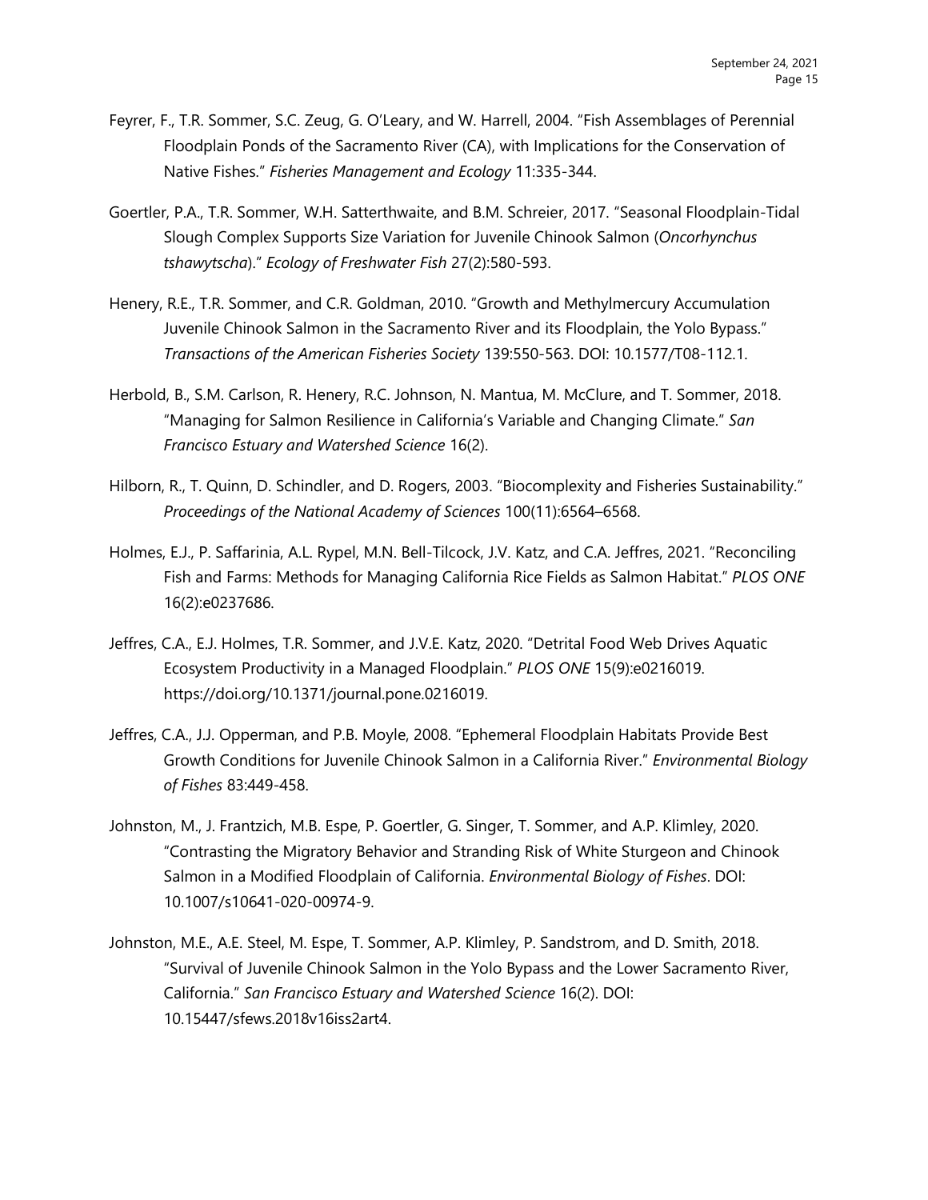Feyrer, F., T.R. Sommer, S.C. Zeug, G. O'Leary, and W. Harrell, 2004. "Fish Assemblages of Perennial Floodplain Ponds of the Sacramento River (CA), with Implications for the Conservation of Native Fishes." *Fisheries Management and Ecology* 11:335-344.

Goertler, P.A., T.R. Sommer, W.H. Satterthwaite, and B.M. Schreier, 2017. "Seasonal Floodplain-Tidal Slough Complex Supports Size Variation for Juvenile Chinook Salmon (*Oncorhynchus tshawytscha*)." *Ecology of Freshwater Fish* 27(2):580-593.

Henery, R.E., T.R. Sommer, and C.R. Goldman, 2010. "Growth and Methylmercury Accumulation Juvenile Chinook Salmon in the Sacramento River and its Floodplain, the Yolo Bypass." *Transactions of the American Fisheries Society* 139:550-563. DOI: 10.1577/T08-112.1.

Herbold, B., S.M. Carlson, R. Henery, R.C. Johnson, N. Mantua, M. McClure, and T. Sommer, 2018. "Managing for Salmon Resilience in California's Variable and Changing Climate." *San Francisco Estuary and Watershed Science* 16(2).

Hilborn, R., T. Quinn, D. Schindler, and D. Rogers, 2003. "Biocomplexity and Fisheries Sustainability." *Proceedings of the National Academy of Sciences* 100(11):6564–6568.

Holmes, E.J., P. Saffarinia, A.L. Rypel, M.N. Bell-Tilcock, J.V. Katz, and C.A. Jeffres, 2021. "Reconciling Fish and Farms: Methods for Managing California Rice Fields as Salmon Habitat." *PLOS ONE* 16(2):e0237686.

Jeffres, C.A., E.J. Holmes, T.R. Sommer, and J.V.E. Katz, 2020. "Detrital Food Web Drives Aquatic Ecosystem Productivity in a Managed Floodplain." *PLOS ONE* 15(9):e0216019. https://doi.org/10.1371/journal.pone.0216019.

Jeffres, C.A., J.J. Opperman, and P.B. Moyle, 2008. "Ephemeral Floodplain Habitats Provide Best Growth Conditions for Juvenile Chinook Salmon in a California River." *Environmental Biology of Fishes* 83:449-458.

Johnston, M., J. Frantzich, M.B. Espe, P. Goertler, G. Singer, T. Sommer, and A.P. Klimley, 2020. "Contrasting the Migratory Behavior and Stranding Risk of White Sturgeon and Chinook Salmon in a Modified Floodplain of California. *Environmental Biology of Fishes*. DOI: 10.1007/s10641-020-00974-9.

Johnston, M.E., A.E. Steel, M. Espe, T. Sommer, A.P. Klimley, P. Sandstrom, and D. Smith, 2018. "Survival of Juvenile Chinook Salmon in the Yolo Bypass and the Lower Sacramento River, California." *San Francisco Estuary and Watershed Science* 16(2). DOI: 10.15447/sfews.2018v16iss2art4.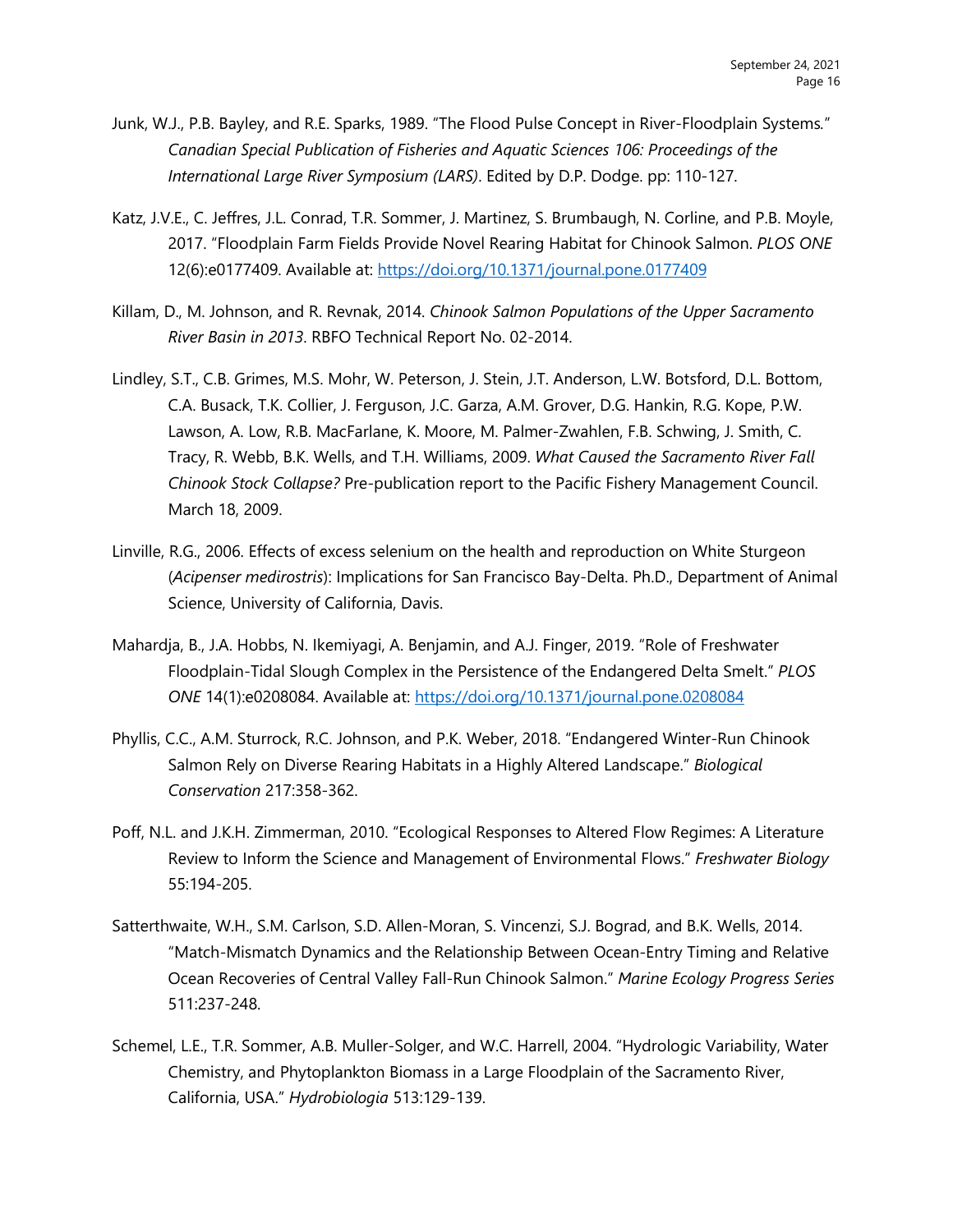Junk, W.J., P.B. Bayley, and R.E. Sparks, 1989. "The Flood Pulse Concept in River-Floodplain Systems." *Canadian Special Publication of Fisheries and Aquatic Sciences 106: Proceedings of the International Large River Symposium (LARS)*. Edited by D.P. Dodge. pp: 110-127.

Katz, J.V.E., C. Jeffres, J.L. Conrad, T.R. Sommer, J. Martinez, S. Brumbaugh, N. Corline, and P.B. Moyle, 2017. "Floodplain Farm Fields Provide Novel Rearing Habitat for Chinook Salmon. *PLOS ONE* 12(6):e0177409. Available at: https://doi.org/10.1371/journal.pone.0177409

Killam, D., M. Johnson, and R. Revnak, 2014. *Chinook Salmon Populations of the Upper Sacramento River Basin in 2013*. RBFO Technical Report No. 02-2014.

Lindley, S.T., C.B. Grimes, M.S. Mohr, W. Peterson, J. Stein, J.T. Anderson, L.W. Botsford, D.L. Bottom, C.A. Busack, T.K. Collier, J. Ferguson, J.C. Garza, A.M. Grover, D.G. Hankin, R.G. Kope, P.W. Lawson, A. Low, R.B. MacFarlane, K. Moore, M. Palmer-Zwahlen, F.B. Schwing, J. Smith, C. Tracy, R. Webb, B.K. Wells, and T.H. Williams, 2009. *What Caused the Sacramento River Fall Chinook Stock Collapse?* Pre-publication report to the Pacific Fishery Management Council. March 18, 2009.

Linville, R.G., 2006. Effects of excess selenium on the health and reproduction on White Sturgeon (*Acipenser medirostris*): Implications for San Francisco Bay-Delta. Ph.D., Department of Animal Science, University of California, Davis.

Mahardja, B., J.A. Hobbs, N. Ikemiyagi, A. Benjamin, and A.J. Finger, 2019. "Role of Freshwater Floodplain-Tidal Slough Complex in the Persistence of the Endangered Delta Smelt." *PLOS ONE* 14(1):e0208084. Available at: https://doi.org/10.1371/journal.pone.0208084

Phyllis, C.C., A.M. Sturrock, R.C. Johnson, and P.K. Weber, 2018. "Endangered Winter-Run Chinook Salmon Rely on Diverse Rearing Habitats in a Highly Altered Landscape." *Biological Conservation* 217:358-362.

Poff, N.L. and J.K.H. Zimmerman, 2010. "Ecological Responses to Altered Flow Regimes: A Literature Review to Inform the Science and Management of Environmental Flows." *Freshwater Biology* 55:194-205.

Satterthwaite, W.H., S.M. Carlson, S.D. Allen-Moran, S. Vincenzi, S.J. Bograd, and B.K. Wells, 2014. "Match-Mismatch Dynamics and the Relationship Between Ocean-Entry Timing and Relative Ocean Recoveries of Central Valley Fall-Run Chinook Salmon." *Marine Ecology Progress Series* 511:237-248.

Schemel, L.E., T.R. Sommer, A.B. Muller-Solger, and W.C. Harrell, 2004. "Hydrologic Variability, Water Chemistry, and Phytoplankton Biomass in a Large Floodplain of the Sacramento River, California, USA." *Hydrobiologia* 513:129-139.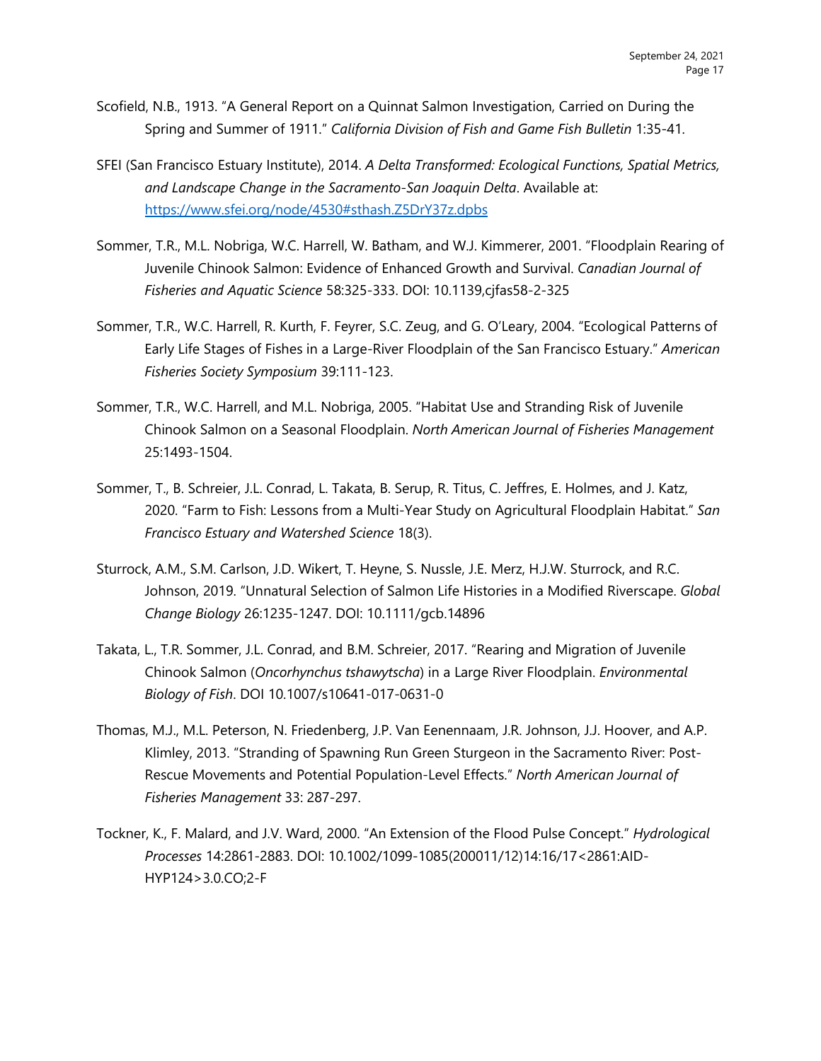Scofield, N.B., 1913. "A General Report on a Quinnat Salmon Investigation, Carried on During the Spring and Summer of 1911." *California Division of Fish and Game Fish Bulletin* 1:35-41.

SFEI (San Francisco Estuary Institute), 2014. *A Delta Transformed: Ecological Functions, Spatial Metrics, and Landscape Change in the Sacramento-San Joaquin Delta*. Available at: https://www.sfei.org/node/4530#sthash.Z5DrY37z.dpbs

Sommer, T.R., M.L. Nobriga, W.C. Harrell, W. Batham, and W.J. Kimmerer, 2001. "Floodplain Rearing of Juvenile Chinook Salmon: Evidence of Enhanced Growth and Survival. *Canadian Journal of Fisheries and Aquatic Science* 58:325-333. DOI: 10.1139,cjfas58-2-325

Sommer, T.R., W.C. Harrell, R. Kurth, F. Feyrer, S.C. Zeug, and G. O'Leary, 2004. "Ecological Patterns of Early Life Stages of Fishes in a Large-River Floodplain of the San Francisco Estuary." *American Fisheries Society Symposium* 39:111-123.

Sommer, T.R., W.C. Harrell, and M.L. Nobriga, 2005. "Habitat Use and Stranding Risk of Juvenile Chinook Salmon on a Seasonal Floodplain. *North American Journal of Fisheries Management* 25:1493-1504.

Sommer, T., B. Schreier, J.L. Conrad, L. Takata, B. Serup, R. Titus, C. Jeffres, E. Holmes, and J. Katz, 2020. "Farm to Fish: Lessons from a Multi-Year Study on Agricultural Floodplain Habitat." *San Francisco Estuary and Watershed Science* 18(3).

Sturrock, A.M., S.M. Carlson, J.D. Wikert, T. Heyne, S. Nussle, J.E. Merz, H.J.W. Sturrock, and R.C. Johnson, 2019. "Unnatural Selection of Salmon Life Histories in a Modified Riverscape. *Global Change Biology* 26:1235-1247. DOI: 10.1111/gcb.14896

Takata, L., T.R. Sommer, J.L. Conrad, and B.M. Schreier, 2017. "Rearing and Migration of Juvenile Chinook Salmon (*Oncorhynchus tshawytscha*) in a Large River Floodplain. *Environmental Biology of Fish*. DOI 10.1007/s10641-017-0631-0

Thomas, M.J., M.L. Peterson, N. Friedenberg, J.P. Van Eenennaam, J.R. Johnson, J.J. Hoover, and A.P. Klimley, 2013. "Stranding of Spawning Run Green Sturgeon in the Sacramento River: Post-Rescue Movements and Potential Population-Level Effects." *North American Journal of Fisheries Management* 33: 287-297.

Tockner, K., F. Malard, and J.V. Ward, 2000. "An Extension of the Flood Pulse Concept." *Hydrological Processes* 14:2861-2883. DOI: 10.1002/1099-1085(200011/12)14:16/17<2861:AID-HYP124>3.0.CO;2-F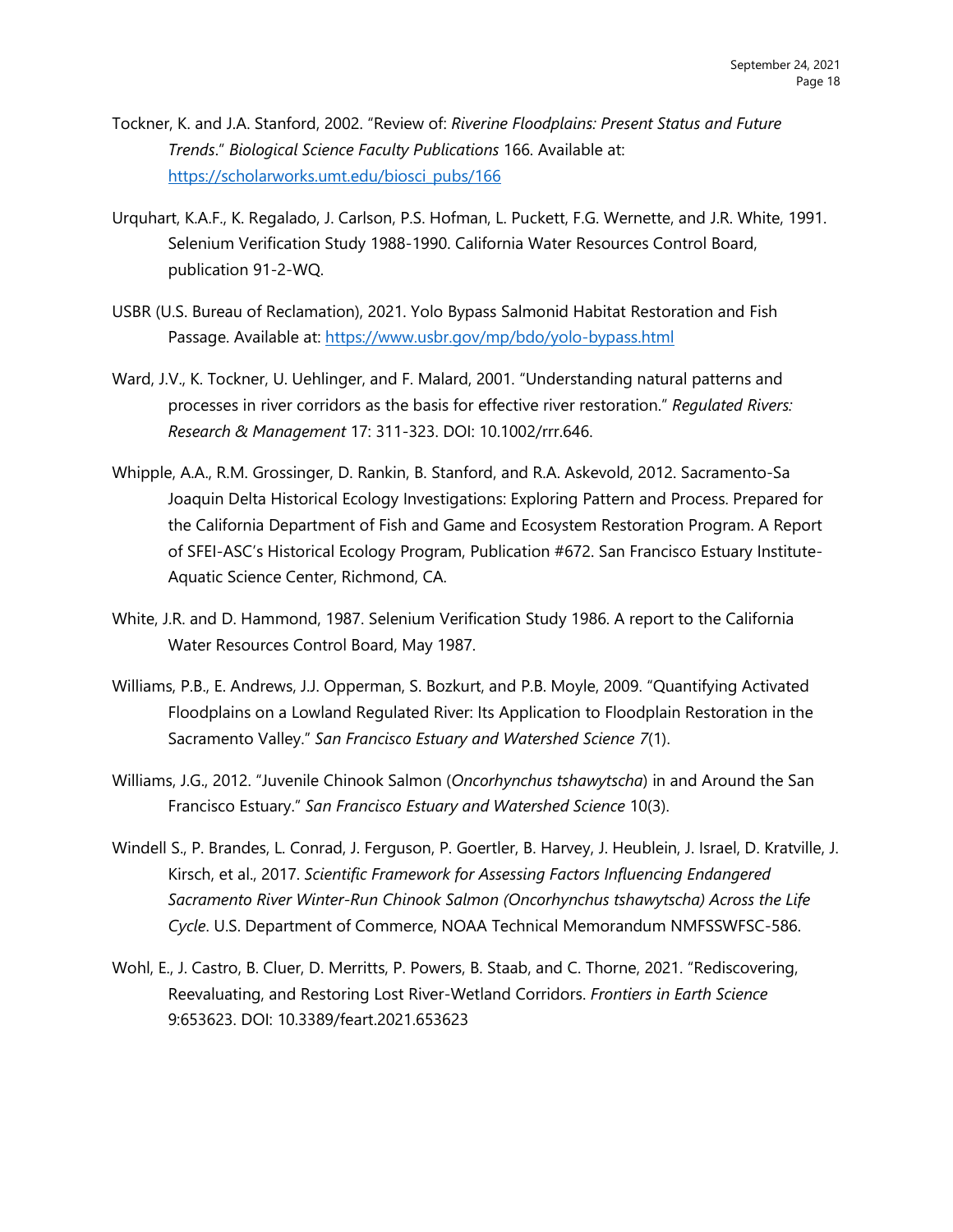Tockner, K. and J.A. Stanford, 2002. "Review of: *Riverine Floodplains: Present Status and Future Trends*." *Biological Science Faculty Publications* 166. Available at: https://scholarworks.umt.edu/biosci_pubs/166

Urquhart, K.A.F., K. Regalado, J. Carlson, P.S. Hofman, L. Puckett, F.G. Wernette, and J.R. White, 1991. Selenium Verification Study 1988-1990. California Water Resources Control Board, publication 91-2-WQ.

USBR (U.S. Bureau of Reclamation), 2021. Yolo Bypass Salmonid Habitat Restoration and Fish Passage. Available at: https://www.usbr.gov/mp/bdo/yolo-bypass.html

Ward, J.V., K. Tockner, U. Uehlinger, and F. Malard, 2001. "Understanding natural patterns and processes in river corridors as the basis for effective river restoration." *Regulated Rivers: Research & Management* 17: 311-323. DOI: 10.1002/rrr.646.

Whipple, A.A., R.M. Grossinger, D. Rankin, B. Stanford, and R.A. Askevold, 2012. Sacramento-Sa Joaquin Delta Historical Ecology Investigations: Exploring Pattern and Process. Prepared for the California Department of Fish and Game and Ecosystem Restoration Program. A Report of SFEI-ASC's Historical Ecology Program, Publication #672. San Francisco Estuary Institute-Aquatic Science Center, Richmond, CA.

White, J.R. and D. Hammond, 1987. Selenium Verification Study 1986. A report to the California Water Resources Control Board, May 1987.

Williams, P.B., E. Andrews, J.J. Opperman, S. Bozkurt, and P.B. Moyle, 2009. "Quantifying Activated Floodplains on a Lowland Regulated River: Its Application to Floodplain Restoration in the Sacramento Valley." *San Francisco Estuary and Watershed Science 7*(1).

Williams, J.G., 2012. "Juvenile Chinook Salmon (*Oncorhynchus tshawytscha*) in and Around the San Francisco Estuary." *San Francisco Estuary and Watershed Science* 10(3).

Windell S., P. Brandes, L. Conrad, J. Ferguson, P. Goertler, B. Harvey, J. Heublein, J. Israel, D. Kratville, J. Kirsch, et al., 2017. *Scientific Framework for Assessing Factors Influencing Endangered Sacramento River Winter-Run Chinook Salmon (Oncorhynchus tshawytscha) Across the Life Cycle*. U.S. Department of Commerce, NOAA Technical Memorandum NMFSSWFSC-586.

Wohl, E., J. Castro, B. Cluer, D. Merritts, P. Powers, B. Staab, and C. Thorne, 2021. "Rediscovering, Reevaluating, and Restoring Lost River-Wetland Corridors. *Frontiers in Earth Science* 9:653623. DOI: 10.3389/feart.2021.653623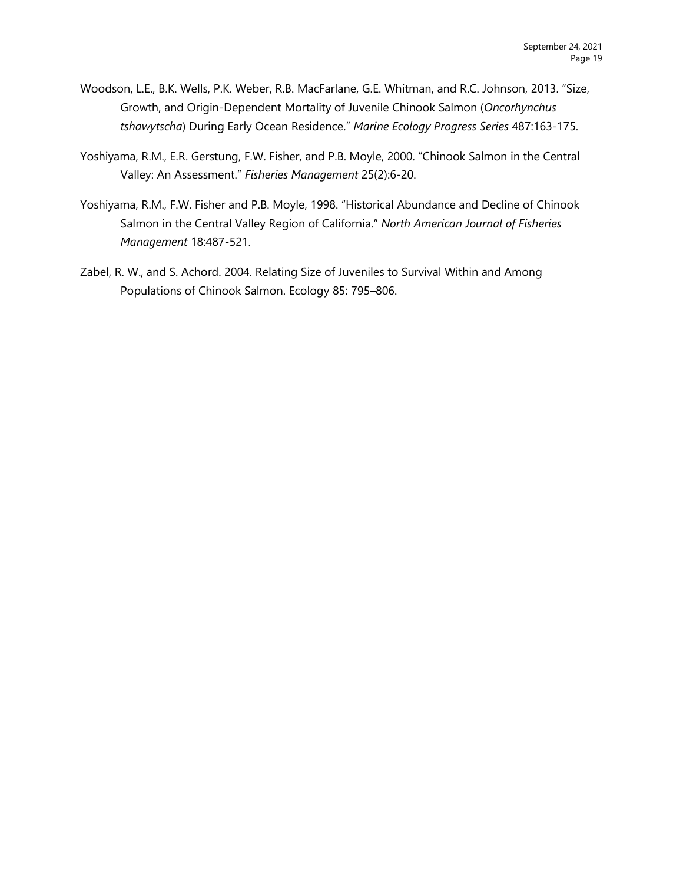Woodson, L.E., B.K. Wells, P.K. Weber, R.B. MacFarlane, G.E. Whitman, and R.C. Johnson, 2013. "Size, Growth, and Origin-Dependent Mortality of Juvenile Chinook Salmon (*Oncorhynchus tshawytscha*) During Early Ocean Residence." *Marine Ecology Progress Series* 487:163-175.

Yoshiyama, R.M., E.R. Gerstung, F.W. Fisher, and P.B. Moyle, 2000. "Chinook Salmon in the Central Valley: An Assessment." *Fisheries Management* 25(2):6-20.

Yoshiyama, R.M., F.W. Fisher and P.B. Moyle, 1998. "Historical Abundance and Decline of Chinook Salmon in the Central Valley Region of California." *North American Journal of Fisheries Management* 18:487-521.

Zabel, R. W., and S. Achord. 2004. Relating Size of Juveniles to Survival Within and Among Populations of Chinook Salmon. Ecology 85: 795–806.